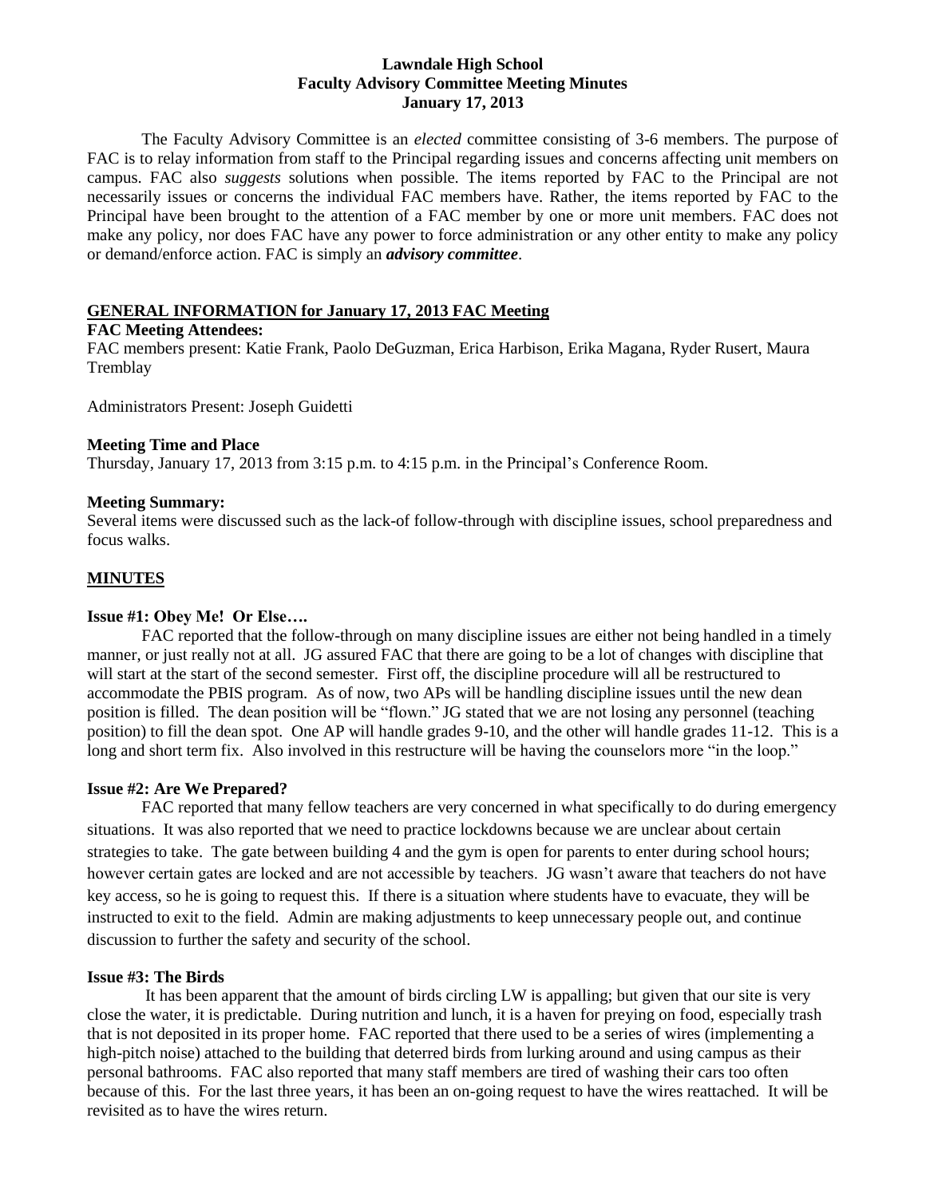# Lawndale High School
## Faculty Advisory Committee Meeting Minutes
### January 17, 2013

The Faculty Advisory Committee is an *elected* committee consisting of 3-6 members. The purpose of FAC is to relay information from staff to the Principal regarding issues and concerns affecting unit members on campus. FAC also *suggests* solutions when possible. The items reported by FAC to the Principal are not necessarily issues or concerns the individual FAC members have. Rather, the items reported by FAC to the Principal have been brought to the attention of a FAC member by one or more unit members. FAC does not make any policy, nor does FAC have any power to force administration or any other entity to make any policy or demand/enforce action. FAC is simply an ***advisory committee***.

## GENERAL INFORMATION for January 17, 2013 FAC Meeting

**FAC Meeting Attendees:**

FAC members present: Katie Frank, Paolo DeGuzman, Erica Harbison, Erika Magana, Ryder Rusert, Maura Tremblay

Administrators Present: Joseph Guidetti

**Meeting Time and Place**

Thursday, January 17, 2013 from 3:15 p.m. to 4:15 p.m. in the Principal's Conference Room.

**Meeting Summary:**

Several items were discussed such as the lack-of follow-through with discipline issues, school preparedness and focus walks.

## MINUTES

**Issue #1: Obey Me! Or Else….**

FAC reported that the follow-through on many discipline issues are either not being handled in a timely manner, or just really not at all. JG assured FAC that there are going to be a lot of changes with discipline that will start at the start of the second semester. First off, the discipline procedure will all be restructured to accommodate the PBIS program. As of now, two APs will be handling discipline issues until the new dean position is filled. The dean position will be "flown." JG stated that we are not losing any personnel (teaching position) to fill the dean spot. One AP will handle grades 9-10, and the other will handle grades 11-12. This is a long and short term fix. Also involved in this restructure will be having the counselors more "in the loop."

**Issue #2: Are We Prepared?**

FAC reported that many fellow teachers are very concerned in what specifically to do during emergency situations. It was also reported that we need to practice lockdowns because we are unclear about certain strategies to take. The gate between building 4 and the gym is open for parents to enter during school hours; however certain gates are locked and are not accessible by teachers. JG wasn't aware that teachers do not have key access, so he is going to request this. If there is a situation where students have to evacuate, they will be instructed to exit to the field. Admin are making adjustments to keep unnecessary people out, and continue discussion to further the safety and security of the school.

**Issue #3: The Birds**

It has been apparent that the amount of birds circling LW is appalling; but given that our site is very close the water, it is predictable. During nutrition and lunch, it is a haven for preying on food, especially trash that is not deposited in its proper home. FAC reported that there used to be a series of wires (implementing a high-pitch noise) attached to the building that deterred birds from lurking around and using campus as their personal bathrooms. FAC also reported that many staff members are tired of washing their cars too often because of this. For the last three years, it has been an on-going request to have the wires reattached. It will be revisited as to have the wires return.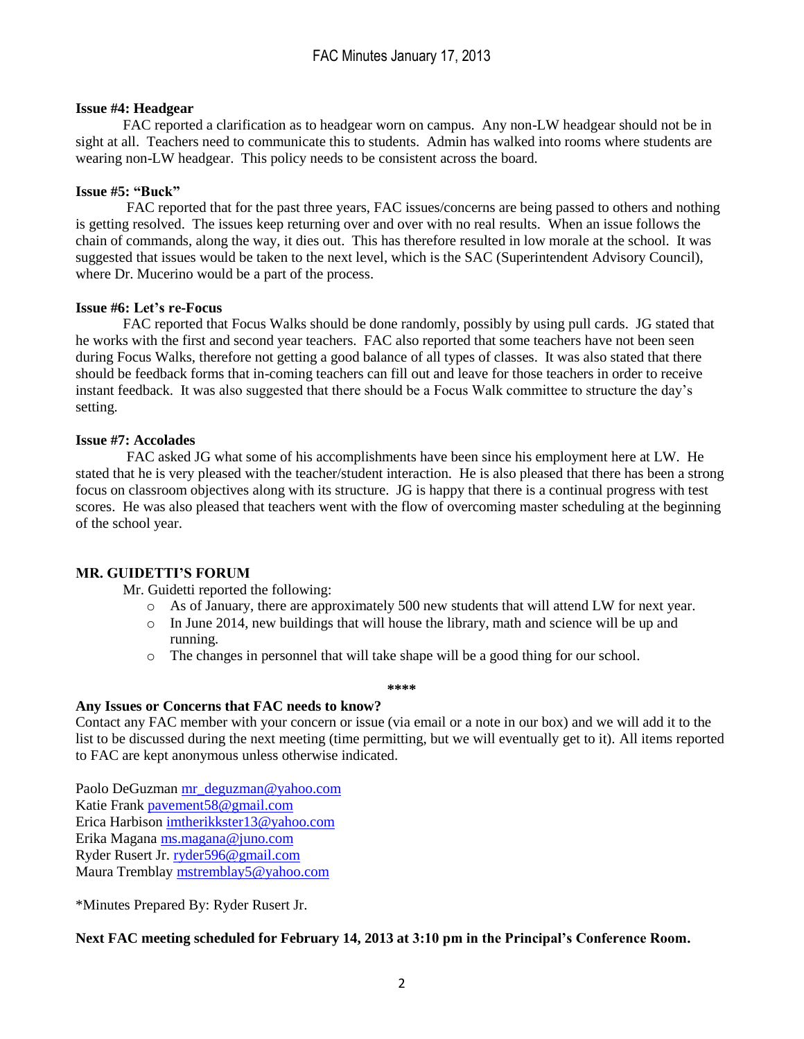**Issue #4: Headgear**

FAC reported a clarification as to headgear worn on campus. Any non-LW headgear should not be in sight at all. Teachers need to communicate this to students. Admin has walked into rooms where students are wearing non-LW headgear. This policy needs to be consistent across the board.

**Issue #5: "Buck"**

FAC reported that for the past three years, FAC issues/concerns are being passed to others and nothing is getting resolved. The issues keep returning over and over with no real results. When an issue follows the chain of commands, along the way, it dies out. This has therefore resulted in low morale at the school. It was suggested that issues would be taken to the next level, which is the SAC (Superintendent Advisory Council), where Dr. Mucerino would be a part of the process.

**Issue #6: Let's re-Focus**

FAC reported that Focus Walks should be done randomly, possibly by using pull cards. JG stated that he works with the first and second year teachers. FAC also reported that some teachers have not been seen during Focus Walks, therefore not getting a good balance of all types of classes. It was also stated that there should be feedback forms that in-coming teachers can fill out and leave for those teachers in order to receive instant feedback. It was also suggested that there should be a Focus Walk committee to structure the day's setting.

**Issue #7: Accolades**

FAC asked JG what some of his accomplishments have been since his employment here at LW. He stated that he is very pleased with the teacher/student interaction. He is also pleased that there has been a strong focus on classroom objectives along with its structure. JG is happy that there is a continual progress with test scores. He was also pleased that teachers went with the flow of overcoming master scheduling at the beginning of the school year.

**MR. GUIDETTI'S FORUM**

Mr. Guidetti reported the following:

- As of January, there are approximately 500 new students that will attend LW for next year.
- In June 2014, new buildings that will house the library, math and science will be up and running.
- The changes in personnel that will take shape will be a good thing for our school.

****

**Any Issues or Concerns that FAC needs to know?**

Contact any FAC member with your concern or issue (via email or a note in our box) and we will add it to the list to be discussed during the next meeting (time permitting, but we will eventually get to it). All items reported to FAC are kept anonymous unless otherwise indicated.

Paolo DeGuzman mr_deguzman@yahoo.com
Katie Frank pavement58@gmail.com
Erica Harbison imtherikkster13@yahoo.com
Erika Magana ms.magana@juno.com
Ryder Rusert Jr. ryder596@gmail.com
Maura Tremblay mstremblay5@yahoo.com

*Minutes Prepared By: Ryder Rusert Jr.

**Next FAC meeting scheduled for February 14, 2013 at 3:10 pm in the Principal's Conference Room.**